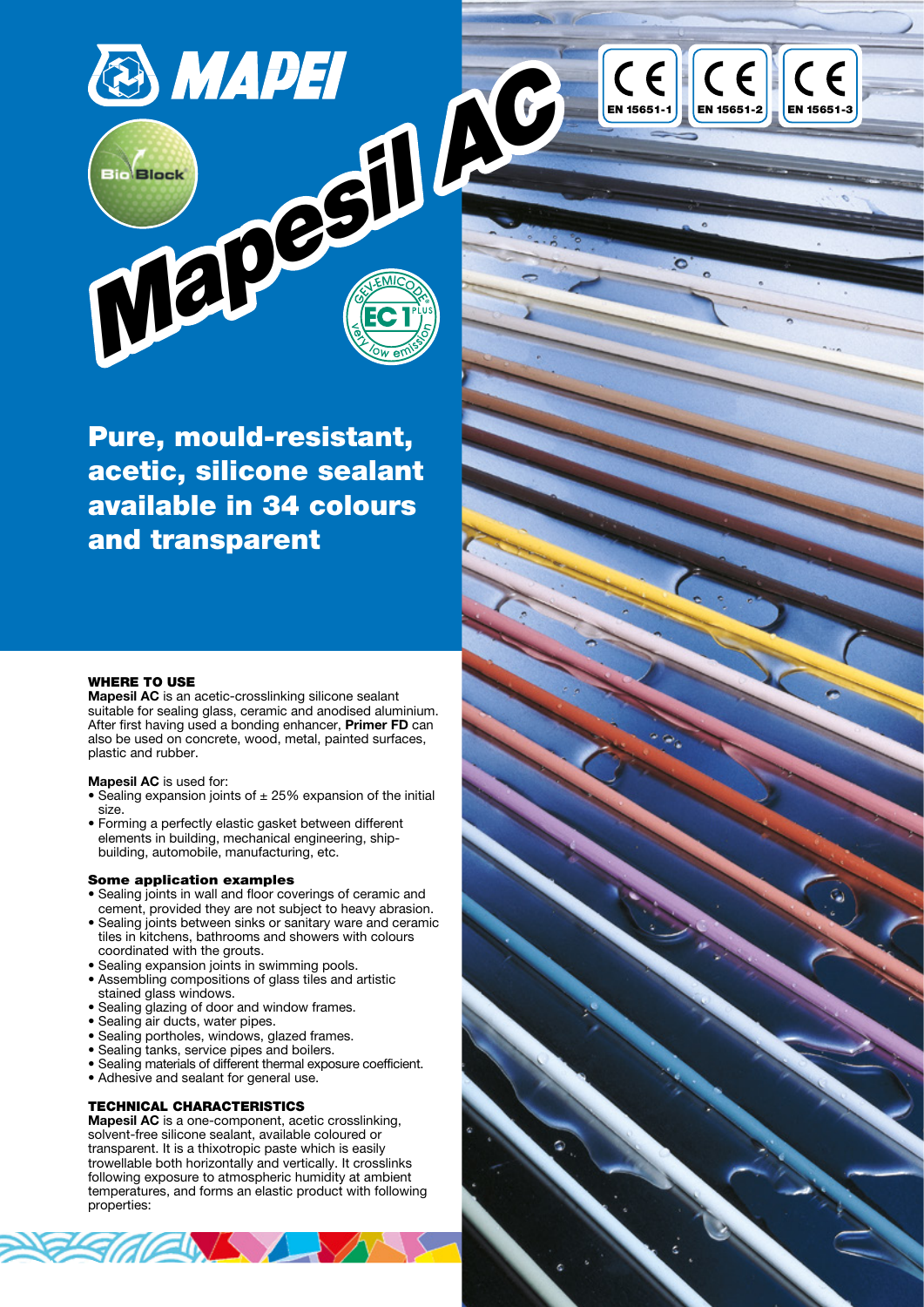# Mapesil AC

CE EN 15651-1 | CE EN 15651-2 | CE EN 15651-3

## Pure, mould-resistant, acetic, silicone sealant available in 34 colours and transparent

### WHERE TO USE

**Mapesil AC** is an acetic-crosslinking silicone sealant suitable for sealing glass, ceramic and anodised aluminium. After first having used a bonding enhancer, **Primer FD** can also be used on concrete, wood, metal, painted surfaces, plastic and rubber.

**Mapesil AC** is used for:

- Sealing expansion joints of ± 25% expansion of the initial size.
- Forming a perfectly elastic gasket between different elements in building, mechanical engineering, ship-building, automobile, manufacturing, etc.

#### Some application examples

- Sealing joints in wall and floor coverings of ceramic and cement, provided they are not subject to heavy abrasion.
- Sealing joints between sinks or sanitary ware and ceramic tiles in kitchens, bathrooms and showers with colours coordinated with the grouts.
- Sealing expansion joints in swimming pools.
- Assembling compositions of glass tiles and artistic stained glass windows.
- Sealing glazing of door and window frames.
- Sealing air ducts, water pipes.
- Sealing portholes, windows, glazed frames.
- Sealing tanks, service pipes and boilers.
- Sealing materials of different thermal exposure coefficient.
- Adhesive and sealant for general use.

### TECHNICAL CHARACTERISTICS

**Mapesil AC** is a one-component, acetic crosslinking, solvent-free silicone sealant, available coloured or transparent. It is a thixotropic paste which is easily trowellable both horizontally and vertically. It crosslinks following exposure to atmospheric humidity at ambient temperatures, and forms an elastic product with following properties: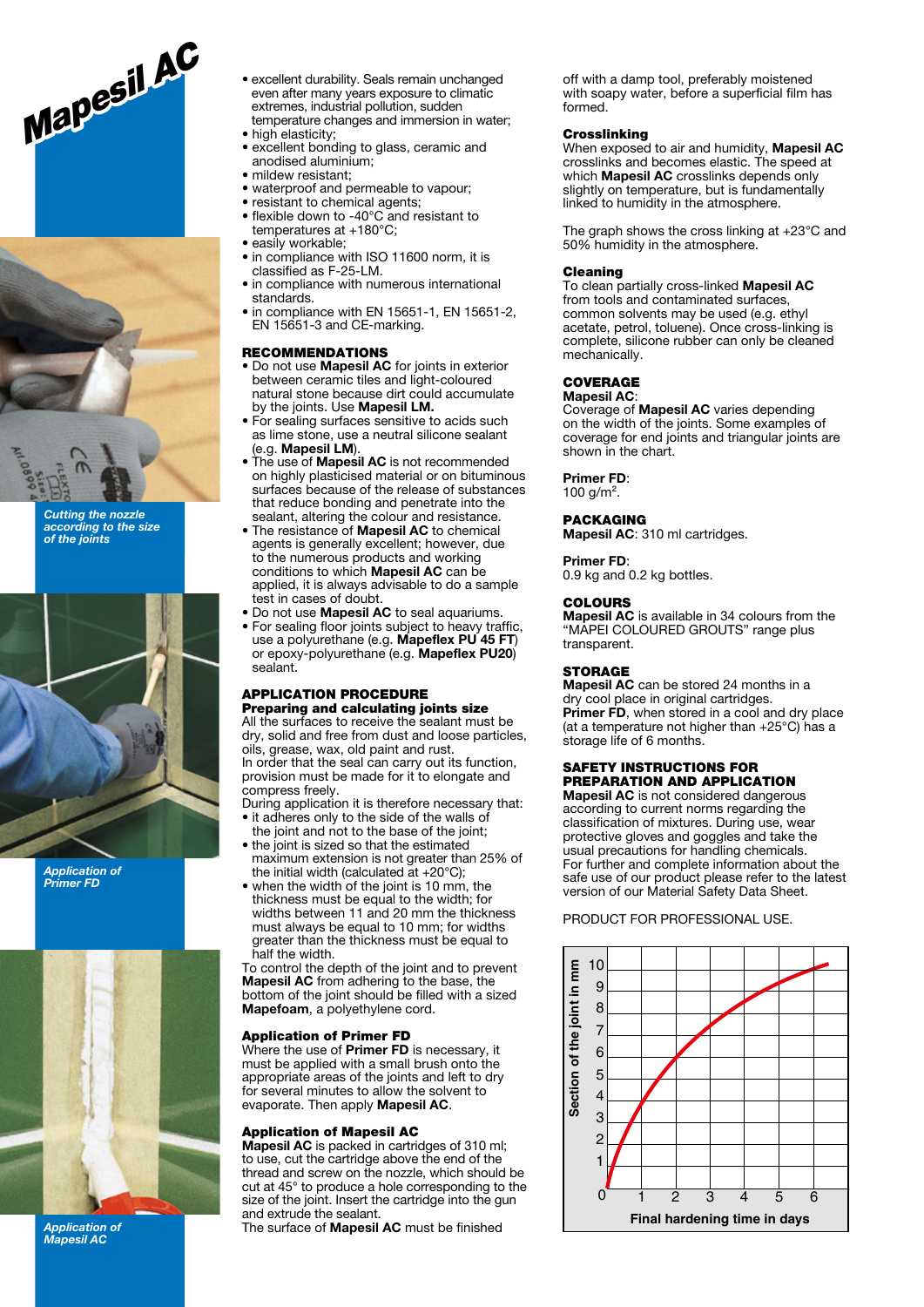# Mapesil AC

*Cutting the nozzle according to the size of the joints*

*Application of Primer FD*

*Application of Mapesil AC*

- excellent durability. Seals remain unchanged even after many years exposure to climatic extremes, industrial pollution, sudden temperature changes and immersion in water;
- high elasticity;
- excellent bonding to glass, ceramic and anodised aluminium;
- mildew resistant;
- waterproof and permeable to vapour;
- resistant to chemical agents;
- flexible down to -40°C and resistant to temperatures at +180°C;
- easily workable;
- in compliance with ISO 11600 norm, it is classified as F-25-LM.
- in compliance with numerous international standards.
- in compliance with EN 15651-1, EN 15651-2, EN 15651-3 and CE-marking.

## RECOMMENDATIONS

- Do not use **Mapesil AC** for joints in exterior between ceramic tiles and light-coloured natural stone because dirt could accumulate by the joints. Use **Mapesil LM.**
- For sealing surfaces sensitive to acids such as lime stone, use a neutral silicone sealant (e.g. **Mapesil LM**).
- The use of **Mapesil AC** is not recommended on highly plasticised material or on bituminous surfaces because of the release of substances that reduce bonding and penetrate into the sealant, altering the colour and resistance.
- The resistance of **Mapesil AC** to chemical agents is generally excellent; however, due to the numerous products and working conditions to which **Mapesil AC** can be applied, it is always advisable to do a sample test in cases of doubt.
- Do not use **Mapesil AC** to seal aquariums.
- For sealing floor joints subject to heavy traffic, use a polyurethane (e.g. **Mapeflex PU 45 FT**) or epoxy-polyurethane (e.g. **Mapeflex PU20**) sealant.

## APPLICATION PROCEDURE

### Preparing and calculating joints size

All the surfaces to receive the sealant must be dry, solid and free from dust and loose particles, oils, grease, wax, old paint and rust.
In order that the seal can carry out its function, provision must be made for it to elongate and compress freely.
During application it is therefore necessary that:

- it adheres only to the side of the walls of the joint and not to the base of the joint;
- the joint is sized so that the estimated maximum extension is not greater than 25% of the initial width (calculated at +20°C);
- when the width of the joint is 10 mm, the thickness must be equal to the width; for widths between 11 and 20 mm the thickness must always be equal to 10 mm; for widths greater than the thickness must be equal to half the width.

To control the depth of the joint and to prevent **Mapesil AC** from adhering to the base, the bottom of the joint should be filled with a sized **Mapefoam**, a polyethylene cord.

### Application of Primer FD

Where the use of **Primer FD** is necessary, it must be applied with a small brush onto the appropriate areas of the joints and left to dry for several minutes to allow the solvent to evaporate. Then apply **Mapesil AC**.

### Application of Mapesil AC

**Mapesil AC** is packed in cartridges of 310 ml; to use, cut the cartridge above the end of the thread and screw on the nozzle, which should be cut at 45° to produce a hole corresponding to the size of the joint. Insert the cartridge into the gun and extrude the sealant.
The surface of **Mapesil AC** must be finished off with a damp tool, preferably moistened with soapy water, before a superficial film has formed.

### Crosslinking

When exposed to air and humidity, **Mapesil AC** crosslinks and becomes elastic. The speed at which **Mapesil AC** crosslinks depends only slightly on temperature, but is fundamentally linked to humidity in the atmosphere.

The graph shows the cross linking at +23°C and 50% humidity in the atmosphere.

### Cleaning

To clean partially cross-linked **Mapesil AC** from tools and contaminated surfaces, common solvents may be used (e.g. ethyl acetate, petrol, toluene). Once cross-linking is complete, silicone rubber can only be cleaned mechanically.

## COVERAGE

**Mapesil AC**:
Coverage of **Mapesil AC** varies depending on the width of the joint. Some examples of coverage for end joints and triangular joints are shown in the chart.

**Primer FD**:
100 g/m².

## PACKAGING

**Mapesil AC**: 310 ml cartridges.

**Primer FD**:
0.9 kg and 0.2 kg bottles.

## COLOURS

**Mapesil AC** is available in 34 colours from the "MAPEI COLOURED GROUTS" range plus transparent.

## STORAGE

**Mapesil AC** can be stored 24 months in a dry cool place in original cartridges.
**Primer FD**, when stored in a cool and dry place (at a temperature not higher than +25°C) has a storage life of 6 months.

## SAFETY INSTRUCTIONS FOR PREPARATION AND APPLICATION

**Mapesil AC** is not considered dangerous according to current norms regarding the classification of mixtures. During use, wear protective gloves and goggles and take the usual precautions for handling chemicals.
For further and complete information about the safe use of our product please refer to the latest version of our Material Safety Data Sheet.

PRODUCT FOR PROFESSIONAL USE.

Section of the joint in mm (0–10) vs. Final hardening time in days (0–6)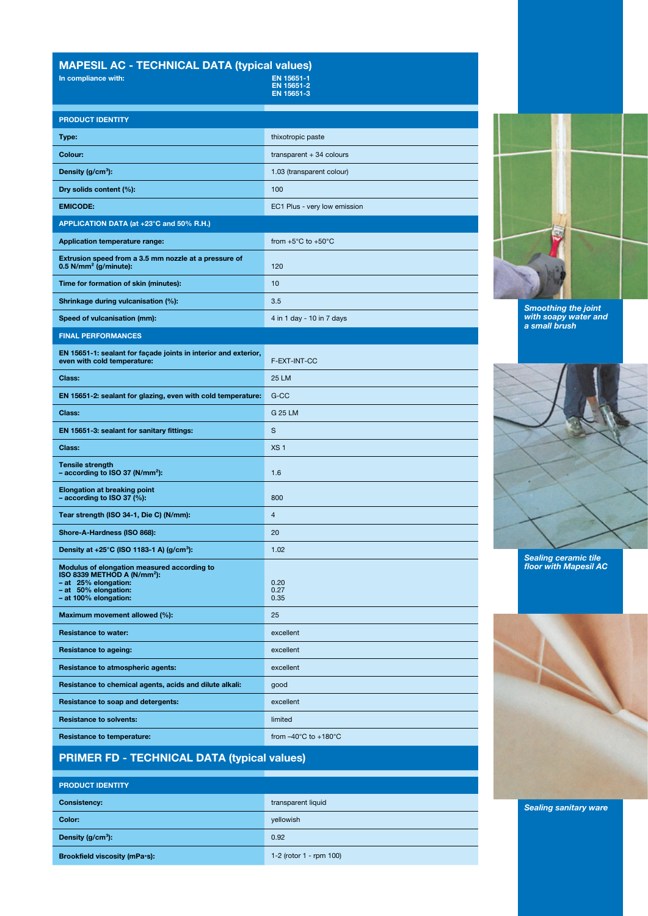## MAPESIL AC - TECHNICAL DATA (typical values)

| In compliance with: | EN 15651-1<br>EN 15651-2<br>EN 15651-3 |
|---|---|
| **PRODUCT IDENTITY** | |
| **Type:** | thixotropic paste |
| **Colour:** | transparent + 34 colours |
| **Density (g/cm³):** | 1.03 (transparent colour) |
| **Dry solids content (%):** | 100 |
| **EMICODE:** | EC1 Plus - very low emission |
| **APPLICATION DATA (at +23°C and 50% R.H.)** | |
| **Application temperature range:** | from +5°C to +50°C |
| **Extrusion speed from a 3.5 mm nozzle at a pressure of 0.5 N/mm² (g/minute):** | 120 |
| **Time for formation of skin (minutes):** | 10 |
| **Shrinkage during vulcanisation (%):** | 3.5 |
| **Speed of vulcanisation (mm):** | 4 in 1 day - 10 in 7 days |
| **FINAL PERFORMANCES** | |
| **EN 15651-1: sealant for façade joints in interior and exterior, even with cold temperature:** | F-EXT-INT-CC |
| **Class:** | 25 LM |
| **EN 15651-2: sealant for glazing, even with cold temperature:** | G-CC |
| **Class:** | G 25 LM |
| **EN 15651-3: sealant for sanitary fittings:** | S |
| **Class:** | XS 1 |
| **Tensile strength – according to ISO 37 (N/mm²):** | 1.6 |
| **Elongation at breaking point – according to ISO 37 (%):** | 800 |
| **Tear strength (ISO 34-1, Die C) (N/mm):** | 4 |
| **Shore-A-Hardness (ISO 868):** | 20 |
| **Density at +25°C (ISO 1183-1 A) (g/cm³):** | 1.02 |
| **Modulus of elongation measured according to ISO 8339 METHOD A (N/mm²):**<br>**– at 25% elongation:**<br>**– at 50% elongation:**<br>**– at 100% elongation:** | <br><br>0.20<br>0.27<br>0.35 |
| **Maximum movement allowed (%):** | 25 |
| **Resistance to water:** | excellent |
| **Resistance to ageing:** | excellent |
| **Resistance to atmospheric agents:** | excellent |
| **Resistance to chemical agents, acids and dilute alkali:** | good |
| **Resistance to soap and detergents:** | excellent |
| **Resistance to solvents:** | limited |
| **Resistance to temperature:** | from –40°C to +180°C |

## PRIMER FD - TECHNICAL DATA (typical values)

| **PRODUCT IDENTITY** | |
|---|---|
| **Consistency:** | transparent liquid |
| **Color:** | yellowish |
| **Density (g/cm³):** | 0.92 |
| **Brookfield viscosity (mPa·s):** | 1-2 (rotor 1 - rpm 100) |

*Smoothing the joint with soapy water and a small brush*

*Sealing ceramic tile floor with Mapesil AC*

*Sealing sanitary ware*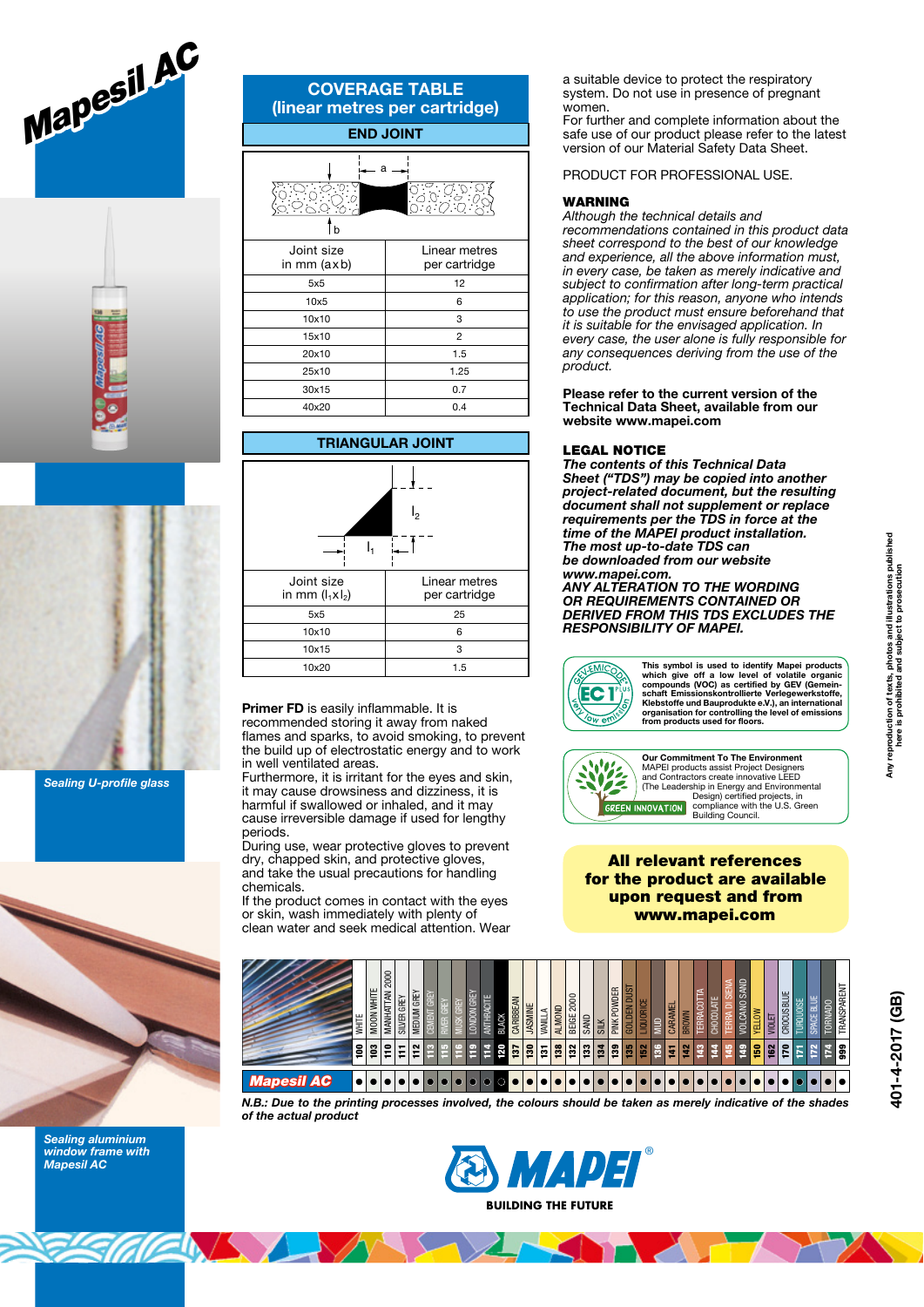# Mapesil AC

*Sealing U-profile glass*

*Sealing aluminium window frame with Mapesil AC*

## COVERAGE TABLE (linear metres per cartridge)

### END JOINT

| Joint size in mm (axb) | Linear metres per cartridge |
|---|---|
| 5x5 | 12 |
| 10x5 | 6 |
| 10x10 | 3 |
| 15x10 | 2 |
| 20x10 | 1.5 |
| 25x10 | 1.25 |
| 30x15 | 0.7 |
| 40x20 | 0.4 |

### TRIANGULAR JOINT

| Joint size in mm ($l_1$x$l_2$) | Linear metres per cartridge |
|---|---|
| 5x5 | 25 |
| 10x10 | 6 |
| 10x15 | 3 |
| 10x20 | 1.5 |

**Primer FD** is easily inflammable. It is recommended storing it away from naked flames and sparks, to avoid smoking, to prevent the build up of electrostatic energy and to work in well ventilated areas.
Furthermore, it is irritant for the eyes and skin, it may cause drowsiness and dizziness, it is harmful if swallowed or inhaled, and it may cause irreversible damage if used for lengthy periods.
During use, wear protective gloves to prevent dry, chapped skin, and protective gloves, and take the usual precautions for handling chemicals.
If the product comes in contact with the eyes or skin, wash immediately with plenty of clean water and seek medical attention. Wear a suitable device to protect the respiratory system. Do not use in presence of pregnant women.
For further and complete information about the safe use of our product please refer to the latest version of our Material Safety Data Sheet.

PRODUCT FOR PROFESSIONAL USE.

### WARNING

*Although the technical details and recommendations contained in this product data sheet correspond to the best of our knowledge and experience, all the above information must, in every case, be taken as merely indicative and subject to confirmation after long-term practical application; for this reason, anyone who intends to use the product must ensure beforehand that it is suitable for the envisaged application. In every case, the user alone is fully responsible for any consequences deriving from the use of the product.*

**Please refer to the current version of the Technical Data Sheet, available from our website www.mapei.com**

### LEGAL NOTICE

***The contents of this Technical Data Sheet ("TDS") may be copied into another project-related document, but the resulting document shall not supplement or replace requirements per the TDS in force at the time of the MAPEI product installation. The most up-to-date TDS can be downloaded from our website www.mapei.com. ANY ALTERATION TO THE WORDING OR REQUIREMENTS CONTAINED OR DERIVED FROM THIS TDS EXCLUDES THE RESPONSIBILITY OF MAPEI.***

**This symbol is used to identify Mapei products which give off a low level of volatile organic compounds (VOC) as certified by GEV (Gemeinschaft Emissionskontrollierte Verlegewerkstoffe, Klebstoffe und Bauprodukte e.V.), an international organisation for controlling the level of emissions from products used for floors.**

**Our Commitment To The Environment**
MAPEI products assist Project Designers and Contractors create innovative LEED (The Leadership in Energy and Environmental Design) certified projects, in compliance with the U.S. Green Building Council.

**All relevant references for the product are available upon request and from www.mapei.com**

| | WHITE | MOON WHITE | MANHATTAN 2000 | SILVER GREY | MEDIUM GREY | CEMENT GREY | RIVER GREY | MUSK GREY | LONDON GREY | ANTHRACITE | BLACK | CARIBBEAN | JASMINE | VANILLA | ALMOND | BEIGE 2000 | SAND | SILK | PINK POWDER | GOLDEN DUST | LIQUORICE | MUD | CARAMEL | BROWN | TERRACOTTA | CHOCOLATE | TERRA DI SIENA | VOLCANO SAND | YELLOW | VIOLET | CROCUS BLUE | TURQUOISE | SPACE BLUE | TORNADO | TRANSPARENT |
|---|---|---|---|---|---|---|---|---|---|---|---|---|---|---|---|---|---|---|---|---|---|---|---|---|---|---|---|---|---|---|---|---|---|---|---|
| | 100 | 103 | 110 | 111 | 112 | 113 | 115 | 116 | 119 | 114 | 120 | 137 | 130 | 131 | 138 | 132 | 133 | 134 | 139 | 135 | 152 | 136 | 141 | 142 | 143 | 144 | 145 | 149 | 150 | 162 | 170 | 171 | 172 | 174 | 999 |
| Mapesil AC | ● | ● | ● | ● | ● | ● | ● | ● | ● | ● | ● | ● | ● | ● | ● | ● | ● | ● | ● | ● | ● | ● | ● | ● | ● | ● | ● | ● | ● | ● | ● | ● | ● | ● | ● |

*N.B.: Due to the printing processes involved, the colours should be taken as merely indicative of the shades of the actual product*

MAPEI BUILDING THE FUTURE

Any reproduction of texts, photos and illustrations published here is prohibited and subject to prosecution

401-4-2017 (GB)